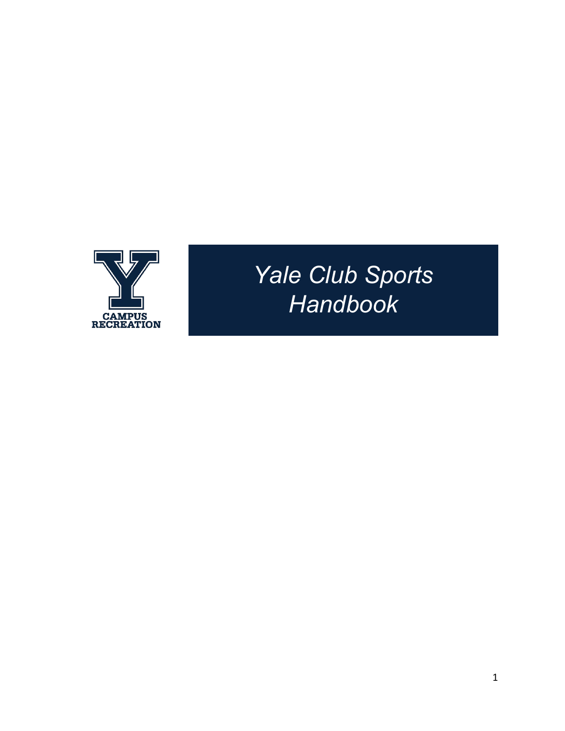CAMPUS RECREATION

# *Yale Club Sports Handbook*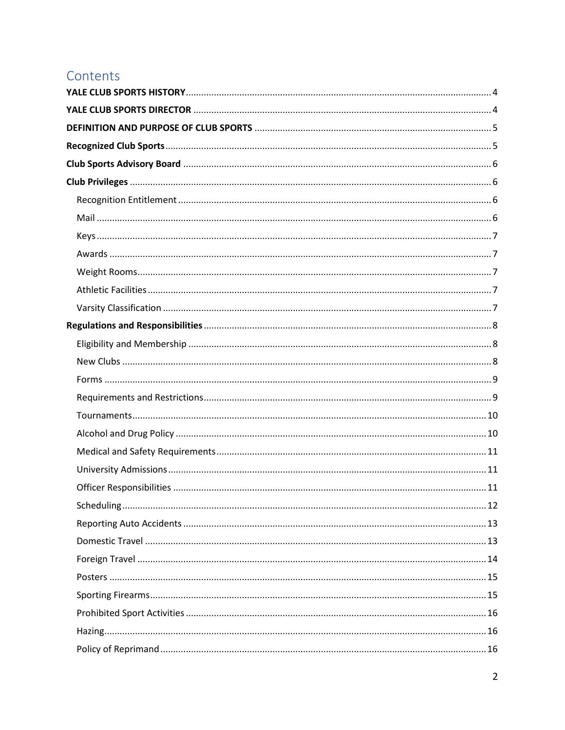# Contents

**YALE CLUB SPORTS HISTORY** .......... 4

**YALE CLUB SPORTS DIRECTOR** .......... 4

**DEFINITION AND PURPOSE OF CLUB SPORTS** .......... 5

**Recognized Club Sports** .......... 5

**Club Sports Advisory Board** .......... 6

**Club Privileges** .......... 6

- Recognition Entitlement .......... 6
- Mail .......... 6
- Keys .......... 7
- Awards .......... 7
- Weight Rooms .......... 7
- Athletic Facilities .......... 7
- Varsity Classification .......... 7

**Regulations and Responsibilities** .......... 8

- Eligibility and Membership .......... 8
- New Clubs .......... 8
- Forms .......... 9
- Requirements and Restrictions .......... 9
- Tournaments .......... 10
- Alcohol and Drug Policy .......... 10
- Medical and Safety Requirements .......... 11
- University Admissions .......... 11
- Officer Responsibilities .......... 11
- Scheduling .......... 12
- Reporting Auto Accidents .......... 13
- Domestic Travel .......... 13
- Foreign Travel .......... 14
- Posters .......... 15
- Sporting Firearms .......... 15
- Prohibited Sport Activities .......... 16
- Hazing .......... 16
- Policy of Reprimand .......... 16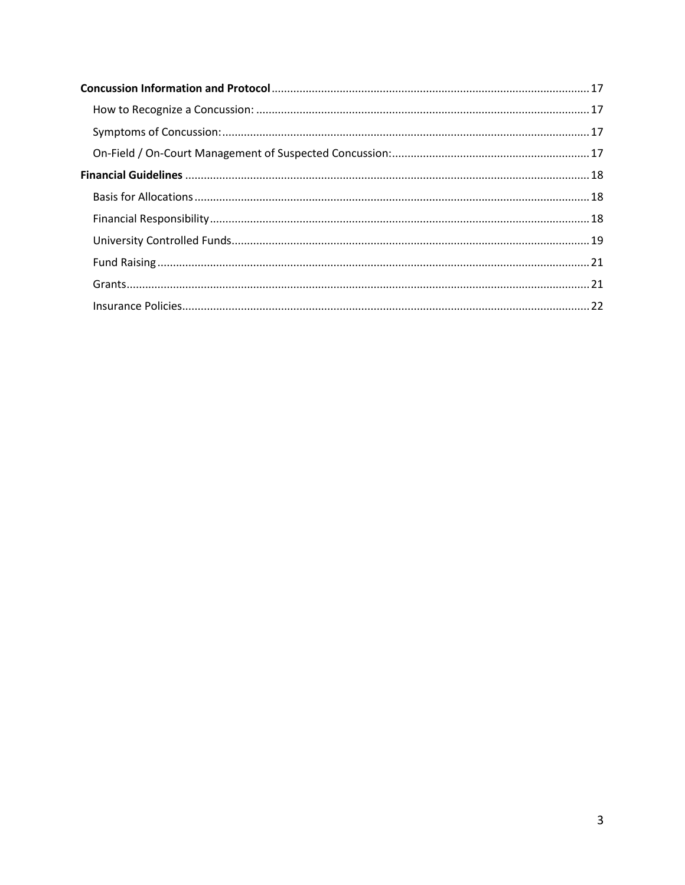**Concussion Information and Protocol** .......... 17

- How to Recognize a Concussion: .......... 17
- Symptoms of Concussion: .......... 17
- On-Field / On-Court Management of Suspected Concussion: .......... 17

**Financial Guidelines** .......... 18

- Basis for Allocations .......... 18
- Financial Responsibility .......... 18
- University Controlled Funds .......... 19
- Fund Raising .......... 21
- Grants .......... 21
- Insurance Policies .......... 22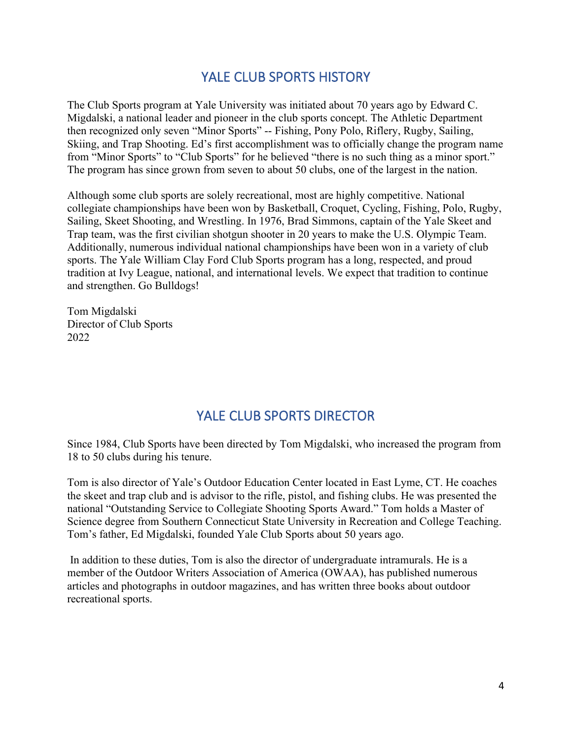## YALE CLUB SPORTS HISTORY

The Club Sports program at Yale University was initiated about 70 years ago by Edward C. Migdalski, a national leader and pioneer in the club sports concept. The Athletic Department then recognized only seven “Minor Sports” -- Fishing, Pony Polo, Riflery, Rugby, Sailing, Skiing, and Trap Shooting. Ed’s first accomplishment was to officially change the program name from “Minor Sports” to “Club Sports” for he believed “there is no such thing as a minor sport.” The program has since grown from seven to about 50 clubs, one of the largest in the nation.

Although some club sports are solely recreational, most are highly competitive. National collegiate championships have been won by Basketball, Croquet, Cycling, Fishing, Polo, Rugby, Sailing, Skeet Shooting, and Wrestling. In 1976, Brad Simmons, captain of the Yale Skeet and Trap team, was the first civilian shotgun shooter in 20 years to make the U.S. Olympic Team. Additionally, numerous individual national championships have been won in a variety of club sports. The Yale William Clay Ford Club Sports program has a long, respected, and proud tradition at Ivy League, national, and international levels. We expect that tradition to continue and strengthen. Go Bulldogs!

Tom Migdalski  
Director of Club Sports  
2022

## YALE CLUB SPORTS DIRECTOR

Since 1984, Club Sports have been directed by Tom Migdalski, who increased the program from 18 to 50 clubs during his tenure.

Tom is also director of Yale’s Outdoor Education Center located in East Lyme, CT. He coaches the skeet and trap club and is advisor to the rifle, pistol, and fishing clubs. He was presented the national “Outstanding Service to Collegiate Shooting Sports Award.” Tom holds a Master of Science degree from Southern Connecticut State University in Recreation and College Teaching. Tom’s father, Ed Migdalski, founded Yale Club Sports about 50 years ago.

In addition to these duties, Tom is also the director of undergraduate intramurals. He is a member of the Outdoor Writers Association of America (OWAA), has published numerous articles and photographs in outdoor magazines, and has written three books about outdoor recreational sports.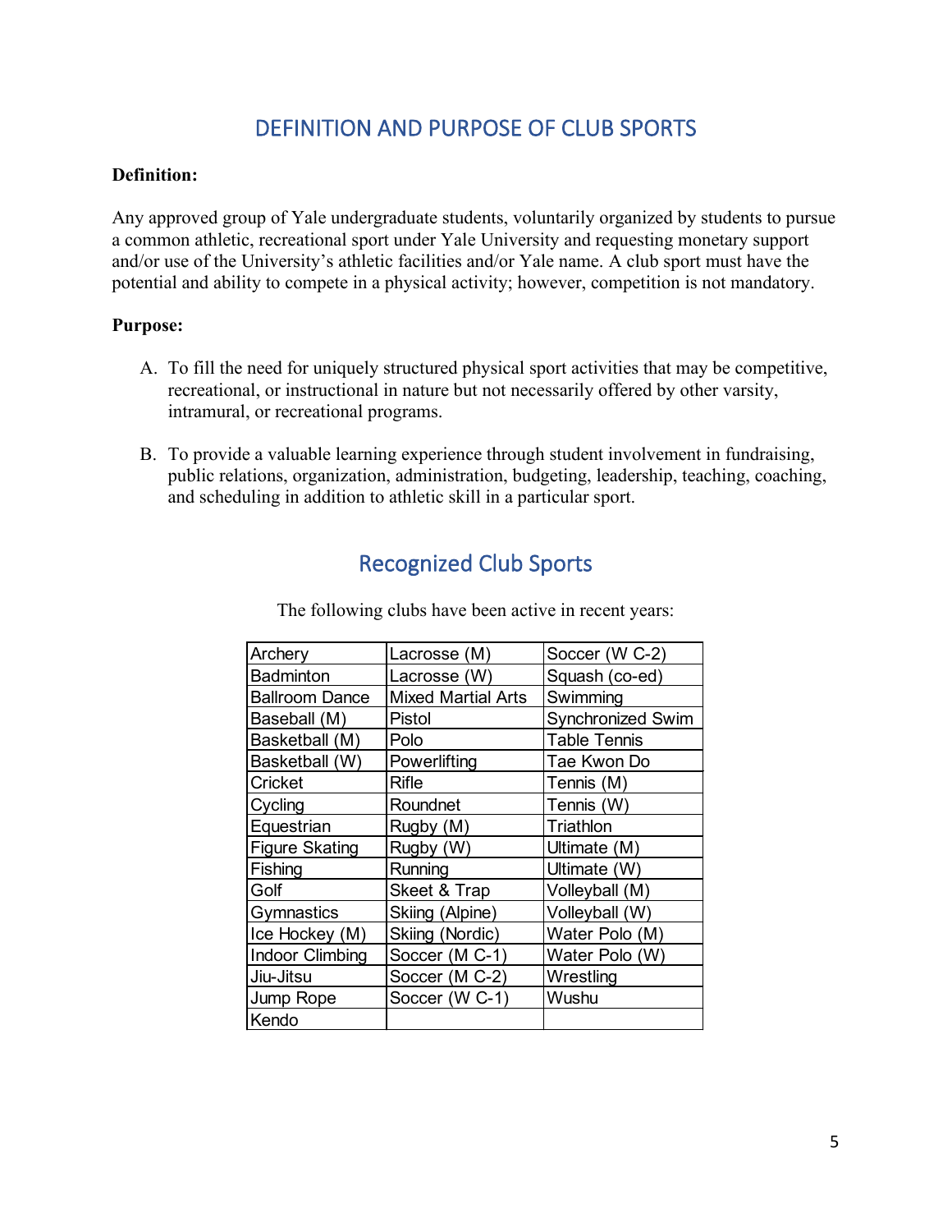# DEFINITION AND PURPOSE OF CLUB SPORTS

**Definition:**

Any approved group of Yale undergraduate students, voluntarily organized by students to pursue a common athletic, recreational sport under Yale University and requesting monetary support and/or use of the University's athletic facilities and/or Yale name. A club sport must have the potential and ability to compete in a physical activity; however, competition is not mandatory.

**Purpose:**

A. To fill the need for uniquely structured physical sport activities that may be competitive, recreational, or instructional in nature but not necessarily offered by other varsity, intramural, or recreational programs.

B. To provide a valuable learning experience through student involvement in fundraising, public relations, organization, administration, budgeting, leadership, teaching, coaching, and scheduling in addition to athletic skill in a particular sport.

# Recognized Club Sports

The following clubs have been active in recent years:

| | | |
|---|---|---|
| Archery | Lacrosse (M) | Soccer (W C-2) |
| Badminton | Lacrosse (W) | Squash (co-ed) |
| Ballroom Dance | Mixed Martial Arts | Swimming |
| Baseball (M) | Pistol | Synchronized Swim |
| Basketball (M) | Polo | Table Tennis |
| Basketball (W) | Powerlifting | Tae Kwon Do |
| Cricket | Rifle | Tennis (M) |
| Cycling | Roundnet | Tennis (W) |
| Equestrian | Rugby (M) | Triathlon |
| Figure Skating | Rugby (W) | Ultimate (M) |
| Fishing | Running | Ultimate (W) |
| Golf | Skeet & Trap | Volleyball (M) |
| Gymnastics | Skiing (Alpine) | Volleyball (W) |
| Ice Hockey (M) | Skiing (Nordic) | Water Polo (M) |
| Indoor Climbing | Soccer (M C-1) | Water Polo (W) |
| Jiu-Jitsu | Soccer (M C-2) | Wrestling |
| Jump Rope | Soccer (W C-1) | Wushu |
| Kendo | | |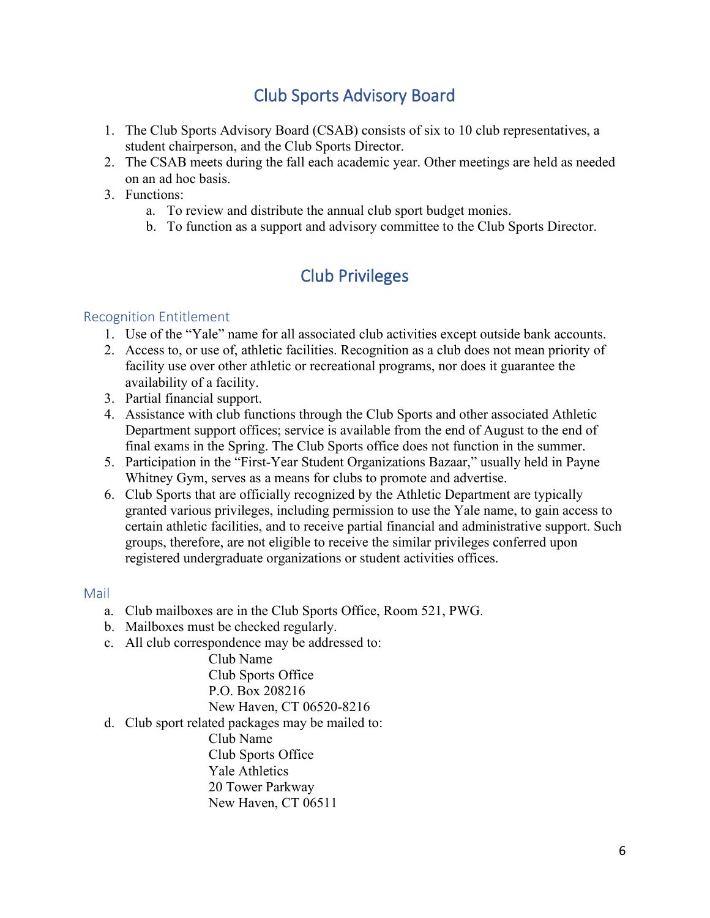## Club Sports Advisory Board

1. The Club Sports Advisory Board (CSAB) consists of six to 10 club representatives, a student chairperson, and the Club Sports Director.
2. The CSAB meets during the fall each academic year. Other meetings are held as needed on an ad hoc basis.
3. Functions:
   a. To review and distribute the annual club sport budget monies.
   b. To function as a support and advisory committee to the Club Sports Director.

## Club Privileges

### Recognition Entitlement

1. Use of the "Yale" name for all associated club activities except outside bank accounts.
2. Access to, or use of, athletic facilities. Recognition as a club does not mean priority of facility use over other athletic or recreational programs, nor does it guarantee the availability of a facility.
3. Partial financial support.
4. Assistance with club functions through the Club Sports and other associated Athletic Department support offices; service is available from the end of August to the end of final exams in the Spring. The Club Sports office does not function in the summer.
5. Participation in the "First-Year Student Organizations Bazaar," usually held in Payne Whitney Gym, serves as a means for clubs to promote and advertise.
6. Club Sports that are officially recognized by the Athletic Department are typically granted various privileges, including permission to use the Yale name, to gain access to certain athletic facilities, and to receive partial financial and administrative support. Such groups, therefore, are not eligible to receive the similar privileges conferred upon registered undergraduate organizations or student activities offices.

### Mail

a. Club mailboxes are in the Club Sports Office, Room 521, PWG.
b. Mailboxes must be checked regularly.
c. All club correspondence may be addressed to:

   Club Name
   Club Sports Office
   P.O. Box 208216
   New Haven, CT 06520-8216

d. Club sport related packages may be mailed to:

   Club Name
   Club Sports Office
   Yale Athletics
   20 Tower Parkway
   New Haven, CT 06511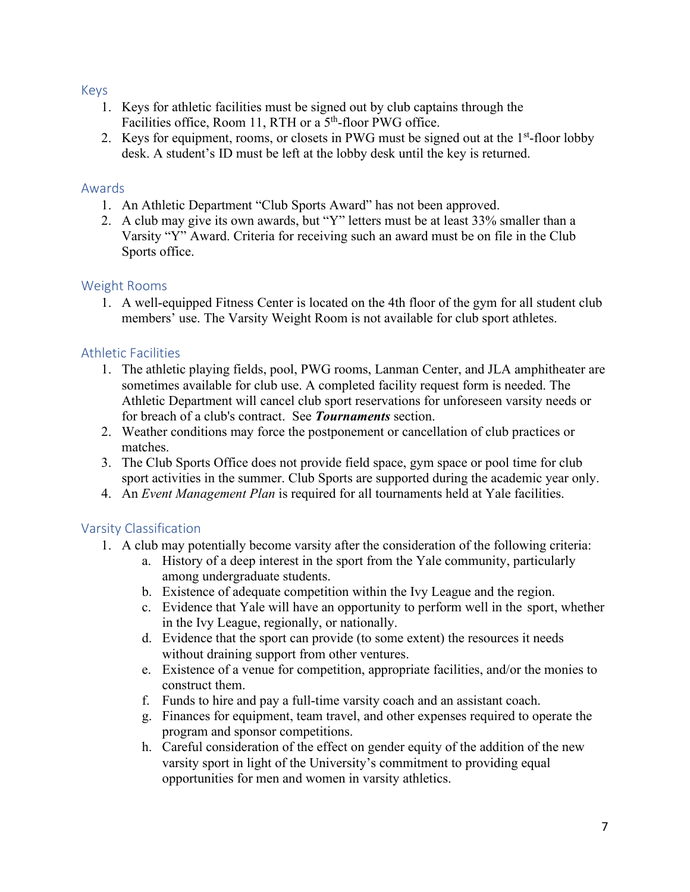## Keys

1. Keys for athletic facilities must be signed out by club captains through the Facilities office, Room 11, RTH or a 5th-floor PWG office.
2. Keys for equipment, rooms, or closets in PWG must be signed out at the 1st-floor lobby desk. A student's ID must be left at the lobby desk until the key is returned.

## Awards

1. An Athletic Department "Club Sports Award" has not been approved.
2. A club may give its own awards, but "Y" letters must be at least 33% smaller than a Varsity "Y" Award. Criteria for receiving such an award must be on file in the Club Sports office.

## Weight Rooms

1. A well-equipped Fitness Center is located on the 4th floor of the gym for all student club members' use. The Varsity Weight Room is not available for club sport athletes.

## Athletic Facilities

1. The athletic playing fields, pool, PWG rooms, Lanman Center, and JLA amphitheater are sometimes available for club use. A completed facility request form is needed. The Athletic Department will cancel club sport reservations for unforeseen varsity needs or for breach of a club's contract. See ***Tournaments*** section.
2. Weather conditions may force the postponement or cancellation of club practices or matches.
3. The Club Sports Office does not provide field space, gym space or pool time for club sport activities in the summer. Club Sports are supported during the academic year only.
4. An *Event Management Plan* is required for all tournaments held at Yale facilities.

## Varsity Classification

1. A club may potentially become varsity after the consideration of the following criteria:
   a. History of a deep interest in the sport from the Yale community, particularly among undergraduate students.
   b. Existence of adequate competition within the Ivy League and the region.
   c. Evidence that Yale will have an opportunity to perform well in the sport, whether in the Ivy League, regionally, or nationally.
   d. Evidence that the sport can provide (to some extent) the resources it needs without draining support from other ventures.
   e. Existence of a venue for competition, appropriate facilities, and/or the monies to construct them.
   f. Funds to hire and pay a full-time varsity coach and an assistant coach.
   g. Finances for equipment, team travel, and other expenses required to operate the program and sponsor competitions.
   h. Careful consideration of the effect on gender equity of the addition of the new varsity sport in light of the University's commitment to providing equal opportunities for men and women in varsity athletics.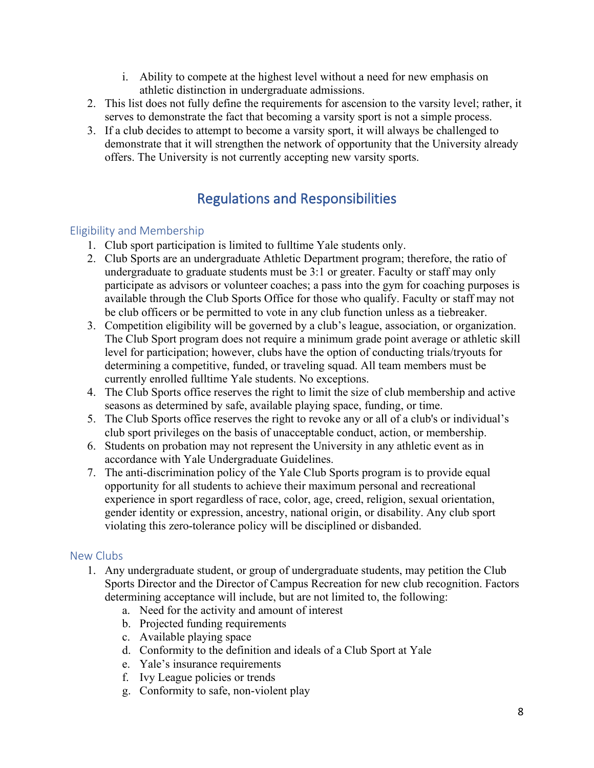i. Ability to compete at the highest level without a need for new emphasis on athletic distinction in undergraduate admissions.

2. This list does not fully define the requirements for ascension to the varsity level; rather, it serves to demonstrate the fact that becoming a varsity sport is not a simple process.
3. If a club decides to attempt to become a varsity sport, it will always be challenged to demonstrate that it will strengthen the network of opportunity that the University already offers. The University is not currently accepting new varsity sports.

## Regulations and Responsibilities

### Eligibility and Membership

1. Club sport participation is limited to fulltime Yale students only.
2. Club Sports are an undergraduate Athletic Department program; therefore, the ratio of undergraduate to graduate students must be 3:1 or greater. Faculty or staff may only participate as advisors or volunteer coaches; a pass into the gym for coaching purposes is available through the Club Sports Office for those who qualify. Faculty or staff may not be club officers or be permitted to vote in any club function unless as a tiebreaker.
3. Competition eligibility will be governed by a club's league, association, or organization. The Club Sport program does not require a minimum grade point average or athletic skill level for participation; however, clubs have the option of conducting trials/tryouts for determining a competitive, funded, or traveling squad. All team members must be currently enrolled fulltime Yale students. No exceptions.
4. The Club Sports office reserves the right to limit the size of club membership and active seasons as determined by safe, available playing space, funding, or time.
5. The Club Sports office reserves the right to revoke any or all of a club's or individual's club sport privileges on the basis of unacceptable conduct, action, or membership.
6. Students on probation may not represent the University in any athletic event as in accordance with Yale Undergraduate Guidelines.
7. The anti-discrimination policy of the Yale Club Sports program is to provide equal opportunity for all students to achieve their maximum personal and recreational experience in sport regardless of race, color, age, creed, religion, sexual orientation, gender identity or expression, ancestry, national origin, or disability. Any club sport violating this zero-tolerance policy will be disciplined or disbanded.

### New Clubs

1. Any undergraduate student, or group of undergraduate students, may petition the Club Sports Director and the Director of Campus Recreation for new club recognition. Factors determining acceptance will include, but are not limited to, the following:
   a. Need for the activity and amount of interest
   b. Projected funding requirements
   c. Available playing space
   d. Conformity to the definition and ideals of a Club Sport at Yale
   e. Yale's insurance requirements
   f. Ivy League policies or trends
   g. Conformity to safe, non-violent play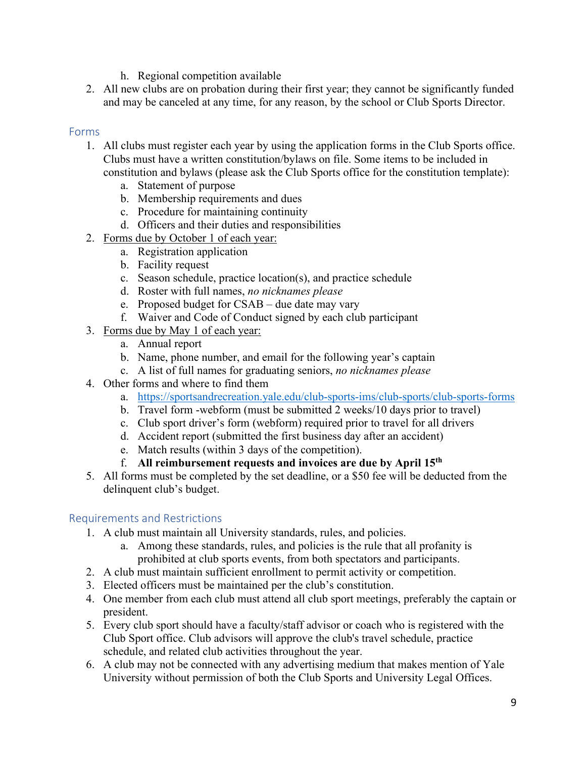h. Regional competition available

2. All new clubs are on probation during their first year; they cannot be significantly funded and may be canceled at any time, for any reason, by the school or Club Sports Director.

## Forms

1. All clubs must register each year by using the application forms in the Club Sports office. Clubs must have a written constitution/bylaws on file. Some items to be included in constitution and bylaws (please ask the Club Sports office for the constitution template):
   a. Statement of purpose
   b. Membership requirements and dues
   c. Procedure for maintaining continuity
   d. Officers and their duties and responsibilities
2. <u>Forms due by October 1 of each year:</u>
   a. Registration application
   b. Facility request
   c. Season schedule, practice location(s), and practice schedule
   d. Roster with full names, *no nicknames please*
   e. Proposed budget for CSAB – due date may vary
   f. Waiver and Code of Conduct signed by each club participant
3. <u>Forms due by May 1 of each year:</u>
   a. Annual report
   b. Name, phone number, and email for the following year's captain
   c. A list of full names for graduating seniors, *no nicknames please*
4. Other forms and where to find them
   a. https://sportsandrecreation.yale.edu/club-sports-ims/club-sports/club-sports-forms
   b. Travel form -webform (must be submitted 2 weeks/10 days prior to travel)
   c. Club sport driver's form (webform) required prior to travel for all drivers
   d. Accident report (submitted the first business day after an accident)
   e. Match results (within 3 days of the competition).
   f. **All reimbursement requests and invoices are due by April 15th**
5. All forms must be completed by the set deadline, or a $50 fee will be deducted from the delinquent club's budget.

## Requirements and Restrictions

1. A club must maintain all University standards, rules, and policies.
   a. Among these standards, rules, and policies is the rule that all profanity is prohibited at club sports events, from both spectators and participants.
2. A club must maintain sufficient enrollment to permit activity or competition.
3. Elected officers must be maintained per the club's constitution.
4. One member from each club must attend all club sport meetings, preferably the captain or president.
5. Every club sport should have a faculty/staff advisor or coach who is registered with the Club Sport office. Club advisors will approve the club's travel schedule, practice schedule, and related club activities throughout the year.
6. A club may not be connected with any advertising medium that makes mention of Yale University without permission of both the Club Sports and University Legal Offices.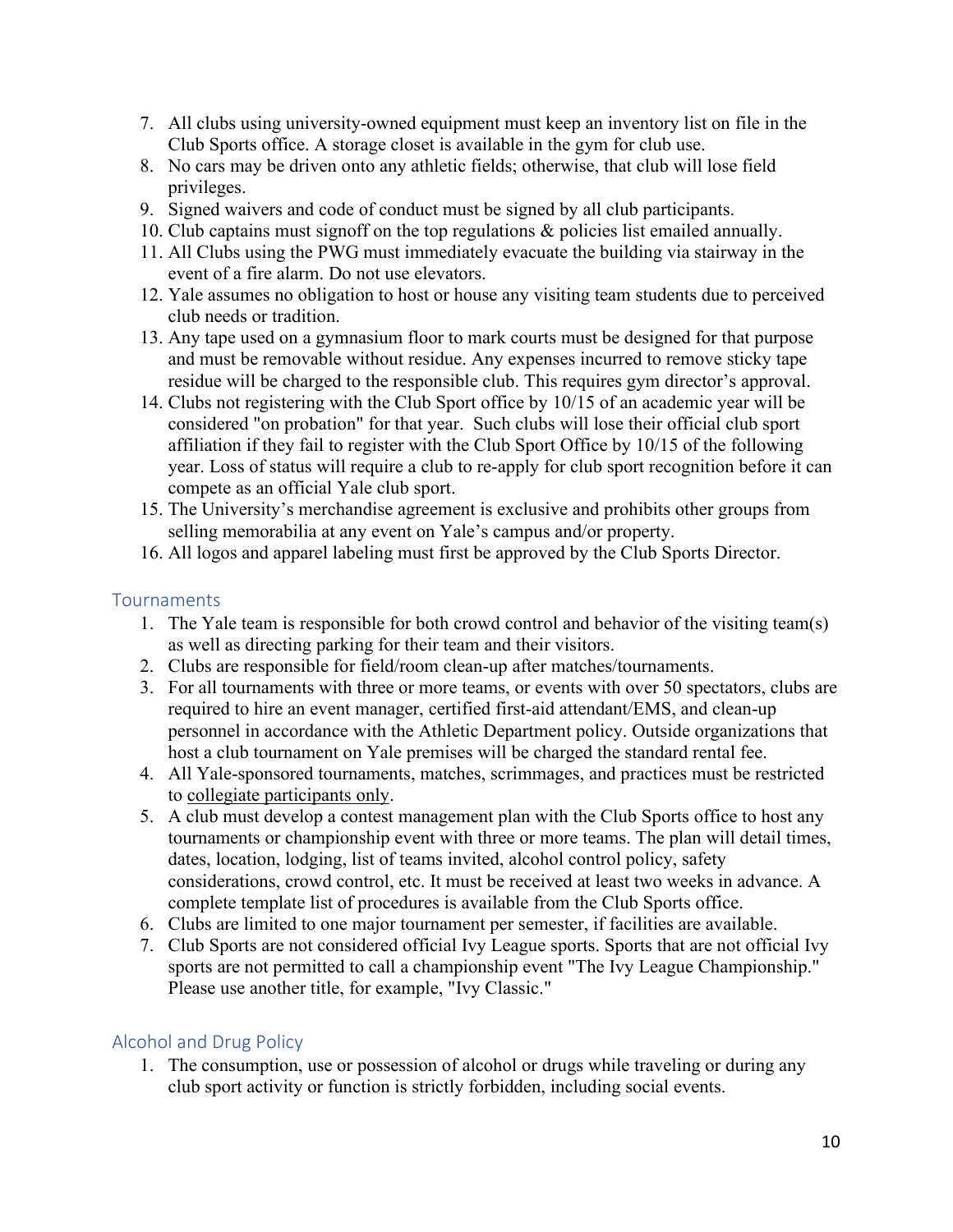7. All clubs using university-owned equipment must keep an inventory list on file in the Club Sports office. A storage closet is available in the gym for club use.
8. No cars may be driven onto any athletic fields; otherwise, that club will lose field privileges.
9. Signed waivers and code of conduct must be signed by all club participants.
10. Club captains must signoff on the top regulations & policies list emailed annually.
11. All Clubs using the PWG must immediately evacuate the building via stairway in the event of a fire alarm. Do not use elevators.
12. Yale assumes no obligation to host or house any visiting team students due to perceived club needs or tradition.
13. Any tape used on a gymnasium floor to mark courts must be designed for that purpose and must be removable without residue. Any expenses incurred to remove sticky tape residue will be charged to the responsible club. This requires gym director's approval.
14. Clubs not registering with the Club Sport office by 10/15 of an academic year will be considered "on probation" for that year. Such clubs will lose their official club sport affiliation if they fail to register with the Club Sport Office by 10/15 of the following year. Loss of status will require a club to re-apply for club sport recognition before it can compete as an official Yale club sport.
15. The University's merchandise agreement is exclusive and prohibits other groups from selling memorabilia at any event on Yale's campus and/or property.
16. All logos and apparel labeling must first be approved by the Club Sports Director.

## Tournaments

1. The Yale team is responsible for both crowd control and behavior of the visiting team(s) as well as directing parking for their team and their visitors.
2. Clubs are responsible for field/room clean-up after matches/tournaments.
3. For all tournaments with three or more teams, or events with over 50 spectators, clubs are required to hire an event manager, certified first-aid attendant/EMS, and clean-up personnel in accordance with the Athletic Department policy. Outside organizations that host a club tournament on Yale premises will be charged the standard rental fee.
4. All Yale-sponsored tournaments, matches, scrimmages, and practices must be restricted to <u>collegiate participants only</u>.
5. A club must develop a contest management plan with the Club Sports office to host any tournaments or championship event with three or more teams. The plan will detail times, dates, location, lodging, list of teams invited, alcohol control policy, safety considerations, crowd control, etc. It must be received at least two weeks in advance. A complete template list of procedures is available from the Club Sports office.
6. Clubs are limited to one major tournament per semester, if facilities are available.
7. Club Sports are not considered official Ivy League sports. Sports that are not official Ivy sports are not permitted to call a championship event "The Ivy League Championship." Please use another title, for example, "Ivy Classic."

## Alcohol and Drug Policy

1. The consumption, use or possession of alcohol or drugs while traveling or during any club sport activity or function is strictly forbidden, including social events.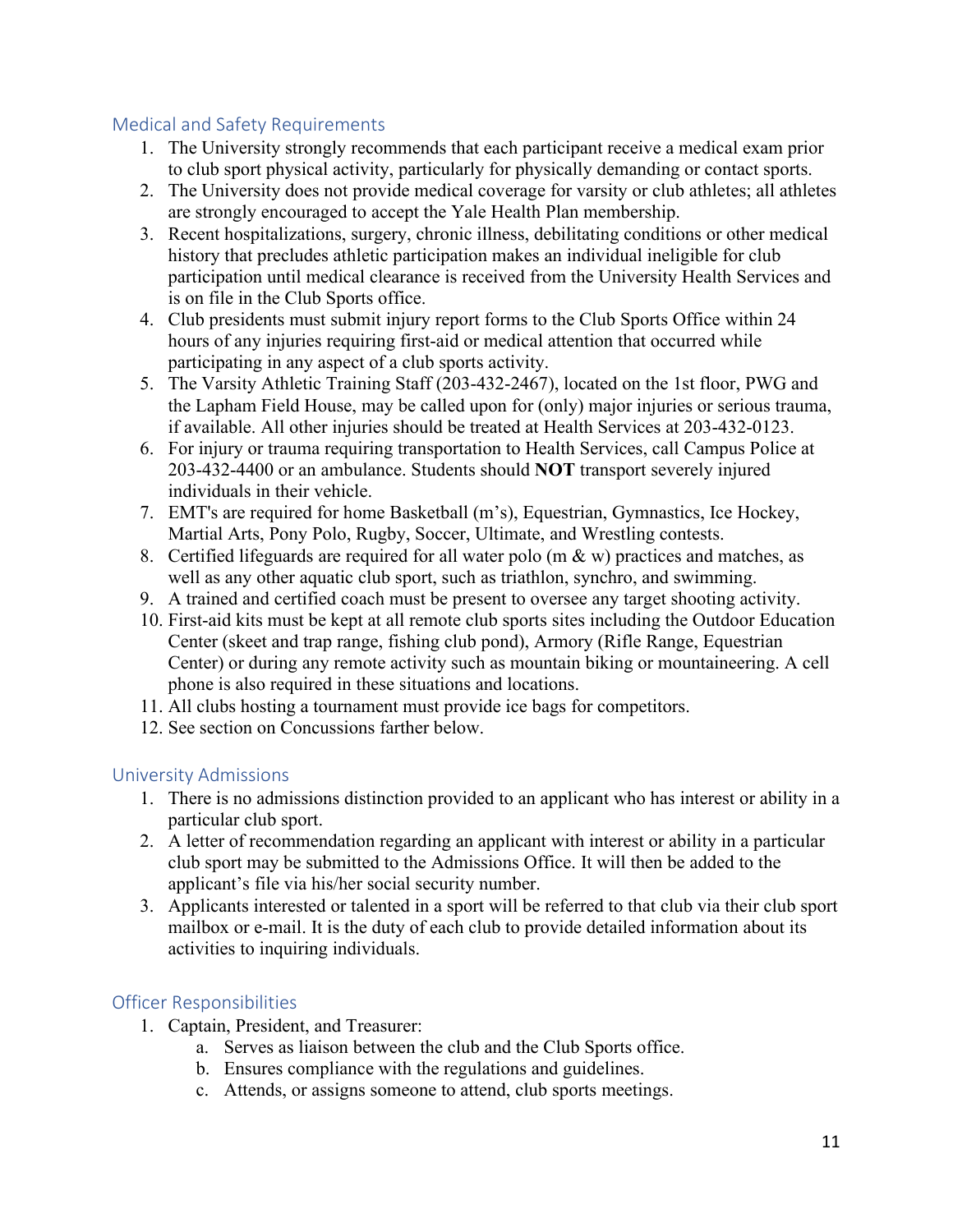## Medical and Safety Requirements

1. The University strongly recommends that each participant receive a medical exam prior to club sport physical activity, particularly for physically demanding or contact sports.
2. The University does not provide medical coverage for varsity or club athletes; all athletes are strongly encouraged to accept the Yale Health Plan membership.
3. Recent hospitalizations, surgery, chronic illness, debilitating conditions or other medical history that precludes athletic participation makes an individual ineligible for club participation until medical clearance is received from the University Health Services and is on file in the Club Sports office.
4. Club presidents must submit injury report forms to the Club Sports Office within 24 hours of any injuries requiring first-aid or medical attention that occurred while participating in any aspect of a club sports activity.
5. The Varsity Athletic Training Staff (203-432-2467), located on the 1st floor, PWG and the Lapham Field House, may be called upon for (only) major injuries or serious trauma, if available. All other injuries should be treated at Health Services at 203-432-0123.
6. For injury or trauma requiring transportation to Health Services, call Campus Police at 203-432-4400 or an ambulance. Students should **NOT** transport severely injured individuals in their vehicle.
7. EMT's are required for home Basketball (m's), Equestrian, Gymnastics, Ice Hockey, Martial Arts, Pony Polo, Rugby, Soccer, Ultimate, and Wrestling contests.
8. Certified lifeguards are required for all water polo (m & w) practices and matches, as well as any other aquatic club sport, such as triathlon, synchro, and swimming.
9. A trained and certified coach must be present to oversee any target shooting activity.
10. First-aid kits must be kept at all remote club sports sites including the Outdoor Education Center (skeet and trap range, fishing club pond), Armory (Rifle Range, Equestrian Center) or during any remote activity such as mountain biking or mountaineering. A cell phone is also required in these situations and locations.
11. All clubs hosting a tournament must provide ice bags for competitors.
12. See section on Concussions farther below.

## University Admissions

1. There is no admissions distinction provided to an applicant who has interest or ability in a particular club sport.
2. A letter of recommendation regarding an applicant with interest or ability in a particular club sport may be submitted to the Admissions Office. It will then be added to the applicant's file via his/her social security number.
3. Applicants interested or talented in a sport will be referred to that club via their club sport mailbox or e-mail. It is the duty of each club to provide detailed information about its activities to inquiring individuals.

## Officer Responsibilities

1. Captain, President, and Treasurer:
   a. Serves as liaison between the club and the Club Sports office.
   b. Ensures compliance with the regulations and guidelines.
   c. Attends, or assigns someone to attend, club sports meetings.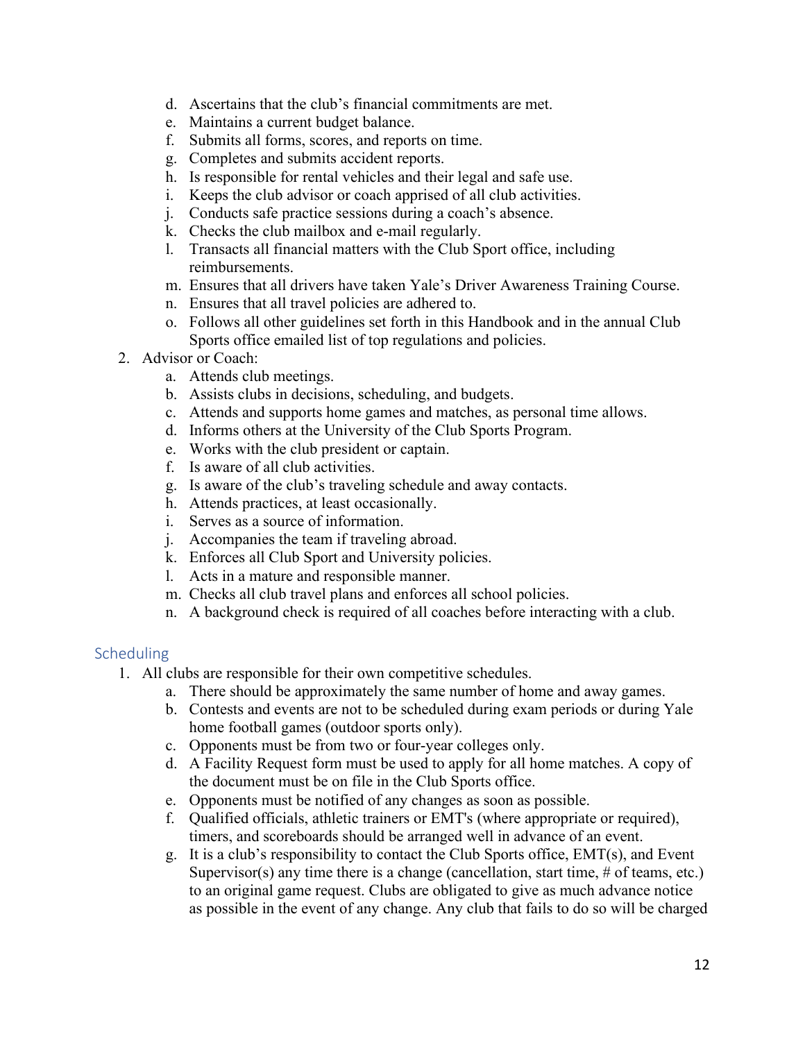d. Ascertains that the club's financial commitments are met.
   e. Maintains a current budget balance.
   f. Submits all forms, scores, and reports on time.
   g. Completes and submits accident reports.
   h. Is responsible for rental vehicles and their legal and safe use.
   i. Keeps the club advisor or coach apprised of all club activities.
   j. Conducts safe practice sessions during a coach's absence.
   k. Checks the club mailbox and e-mail regularly.
   l. Transacts all financial matters with the Club Sport office, including reimbursements.
   m. Ensures that all drivers have taken Yale's Driver Awareness Training Course.
   n. Ensures that all travel policies are adhered to.
   o. Follows all other guidelines set forth in this Handbook and in the annual Club Sports office emailed list of top regulations and policies.
2. Advisor or Coach:
   a. Attends club meetings.
   b. Assists clubs in decisions, scheduling, and budgets.
   c. Attends and supports home games and matches, as personal time allows.
   d. Informs others at the University of the Club Sports Program.
   e. Works with the club president or captain.
   f. Is aware of all club activities.
   g. Is aware of the club's traveling schedule and away contacts.
   h. Attends practices, at least occasionally.
   i. Serves as a source of information.
   j. Accompanies the team if traveling abroad.
   k. Enforces all Club Sport and University policies.
   l. Acts in a mature and responsible manner.
   m. Checks all club travel plans and enforces all school policies.
   n. A background check is required of all coaches before interacting with a club.

## Scheduling

1. All clubs are responsible for their own competitive schedules.
   a. There should be approximately the same number of home and away games.
   b. Contests and events are not to be scheduled during exam periods or during Yale home football games (outdoor sports only).
   c. Opponents must be from two or four-year colleges only.
   d. A Facility Request form must be used to apply for all home matches. A copy of the document must be on file in the Club Sports office.
   e. Opponents must be notified of any changes as soon as possible.
   f. Qualified officials, athletic trainers or EMT's (where appropriate or required), timers, and scoreboards should be arranged well in advance of an event.
   g. It is a club's responsibility to contact the Club Sports office, EMT(s), and Event Supervisor(s) any time there is a change (cancellation, start time, # of teams, etc.) to an original game request. Clubs are obligated to give as much advance notice as possible in the event of any change. Any club that fails to do so will be charged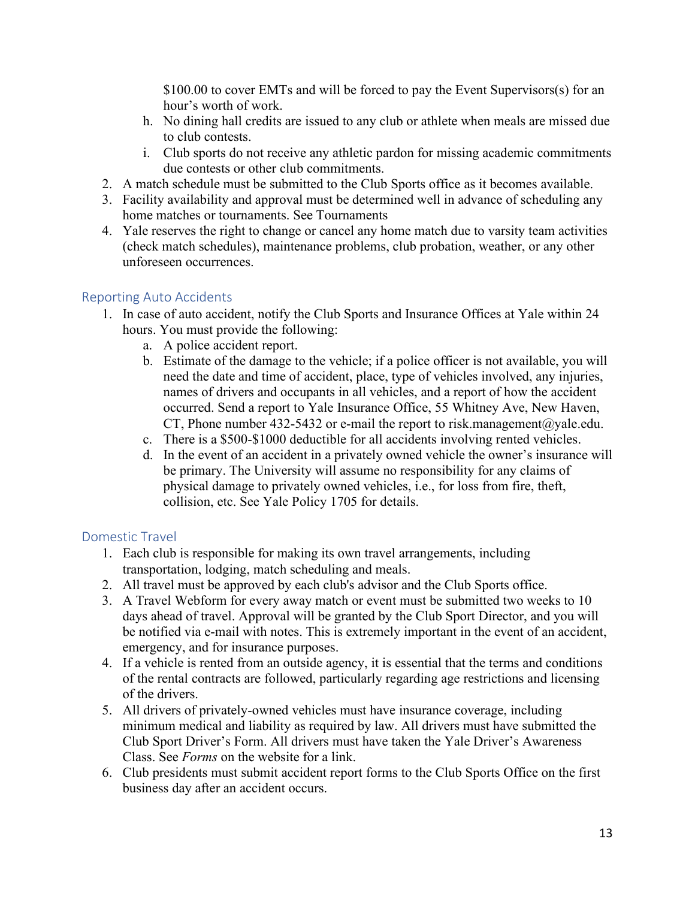$100.00 to cover EMTs and will be forced to pay the Event Supervisors(s) for an hour's worth of work.

   h. No dining hall credits are issued to any club or athlete when meals are missed due to club contests.
   i. Club sports do not receive any athletic pardon for missing academic commitments due contests or other club commitments.

2. A match schedule must be submitted to the Club Sports office as it becomes available.
3. Facility availability and approval must be determined well in advance of scheduling any home matches or tournaments. See Tournaments
4. Yale reserves the right to change or cancel any home match due to varsity team activities (check match schedules), maintenance problems, club probation, weather, or any other unforeseen occurrences.

## Reporting Auto Accidents

1. In case of auto accident, notify the Club Sports and Insurance Offices at Yale within 24 hours. You must provide the following:
   a. A police accident report.
   b. Estimate of the damage to the vehicle; if a police officer is not available, you will need the date and time of accident, place, type of vehicles involved, any injuries, names of drivers and occupants in all vehicles, and a report of how the accident occurred. Send a report to Yale Insurance Office, 55 Whitney Ave, New Haven, CT, Phone number 432-5432 or e-mail the report to risk.management@yale.edu.
   c. There is a $500-$1000 deductible for all accidents involving rented vehicles.
   d. In the event of an accident in a privately owned vehicle the owner's insurance will be primary. The University will assume no responsibility for any claims of physical damage to privately owned vehicles, i.e., for loss from fire, theft, collision, etc. See Yale Policy 1705 for details.

## Domestic Travel

1. Each club is responsible for making its own travel arrangements, including transportation, lodging, match scheduling and meals.
2. All travel must be approved by each club's advisor and the Club Sports office.
3. A Travel Webform for every away match or event must be submitted two weeks to 10 days ahead of travel. Approval will be granted by the Club Sport Director, and you will be notified via e-mail with notes. This is extremely important in the event of an accident, emergency, and for insurance purposes.
4. If a vehicle is rented from an outside agency, it is essential that the terms and conditions of the rental contracts are followed, particularly regarding age restrictions and licensing of the drivers.
5. All drivers of privately-owned vehicles must have insurance coverage, including minimum medical and liability as required by law. All drivers must have submitted the Club Sport Driver's Form. All drivers must have taken the Yale Driver's Awareness Class. See *Forms* on the website for a link.
6. Club presidents must submit accident report forms to the Club Sports Office on the first business day after an accident occurs.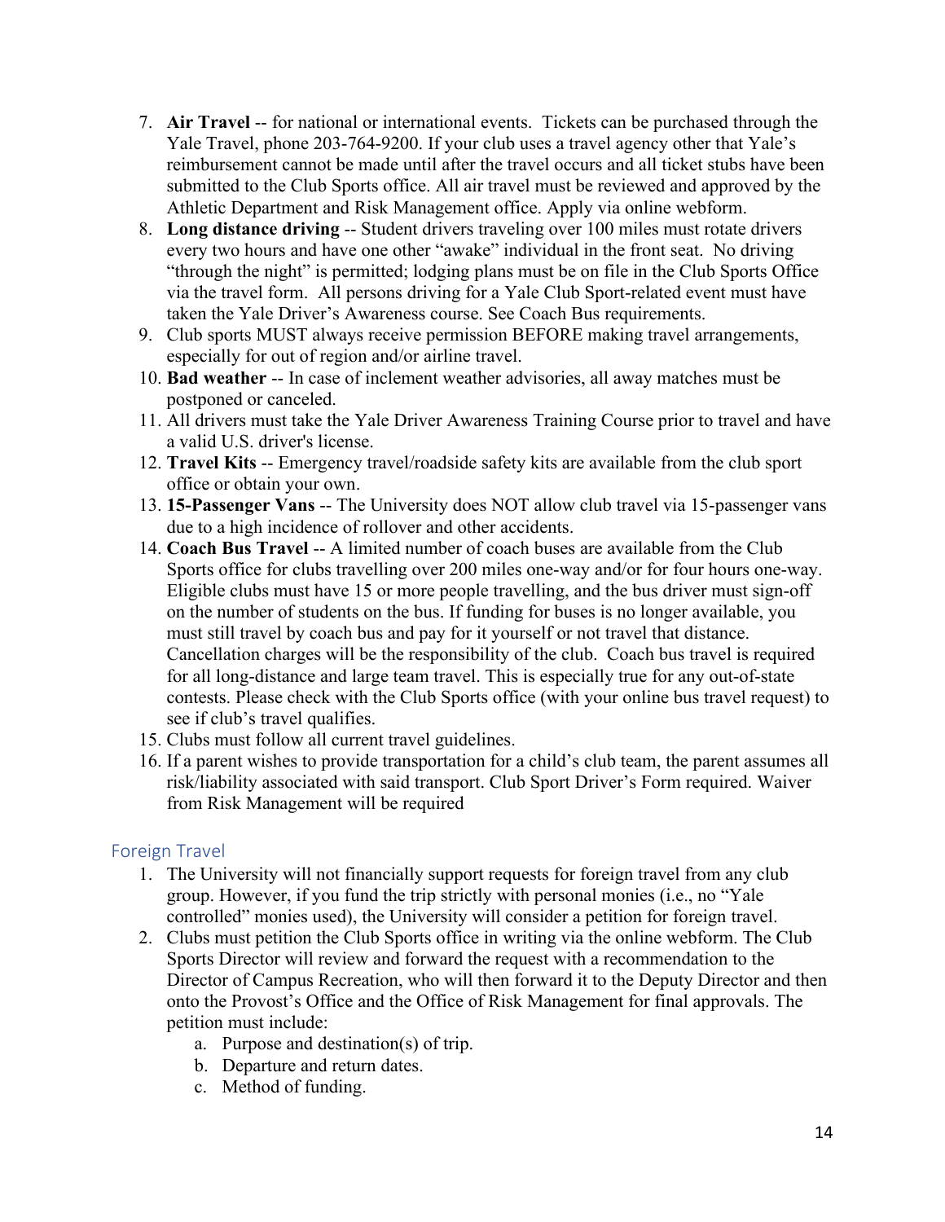7. **Air Travel** -- for national or international events. Tickets can be purchased through the Yale Travel, phone 203-764-9200. If your club uses a travel agency other that Yale's reimbursement cannot be made until after the travel occurs and all ticket stubs have been submitted to the Club Sports office. All air travel must be reviewed and approved by the Athletic Department and Risk Management office. Apply via online webform.
8. **Long distance driving** -- Student drivers traveling over 100 miles must rotate drivers every two hours and have one other "awake" individual in the front seat. No driving "through the night" is permitted; lodging plans must be on file in the Club Sports Office via the travel form. All persons driving for a Yale Club Sport-related event must have taken the Yale Driver's Awareness course. See Coach Bus requirements.
9. Club sports MUST always receive permission BEFORE making travel arrangements, especially for out of region and/or airline travel.
10. **Bad weather** -- In case of inclement weather advisories, all away matches must be postponed or canceled.
11. All drivers must take the Yale Driver Awareness Training Course prior to travel and have a valid U.S. driver's license.
12. **Travel Kits** -- Emergency travel/roadside safety kits are available from the club sport office or obtain your own.
13. **15-Passenger Vans** -- The University does NOT allow club travel via 15-passenger vans due to a high incidence of rollover and other accidents.
14. **Coach Bus Travel** -- A limited number of coach buses are available from the Club Sports office for clubs travelling over 200 miles one-way and/or for four hours one-way. Eligible clubs must have 15 or more people travelling, and the bus driver must sign-off on the number of students on the bus. If funding for buses is no longer available, you must still travel by coach bus and pay for it yourself or not travel that distance. Cancellation charges will be the responsibility of the club. Coach bus travel is required for all long-distance and large team travel. This is especially true for any out-of-state contests. Please check with the Club Sports office (with your online bus travel request) to see if club's travel qualifies.
15. Clubs must follow all current travel guidelines.
16. If a parent wishes to provide transportation for a child's club team, the parent assumes all risk/liability associated with said transport. Club Sport Driver's Form required. Waiver from Risk Management will be required

## Foreign Travel

1. The University will not financially support requests for foreign travel from any club group. However, if you fund the trip strictly with personal monies (i.e., no "Yale controlled" monies used), the University will consider a petition for foreign travel.
2. Clubs must petition the Club Sports office in writing via the online webform. The Club Sports Director will review and forward the request with a recommendation to the Director of Campus Recreation, who will then forward it to the Deputy Director and then onto the Provost's Office and the Office of Risk Management for final approvals. The petition must include:
    a. Purpose and destination(s) of trip.
    b. Departure and return dates.
    c. Method of funding.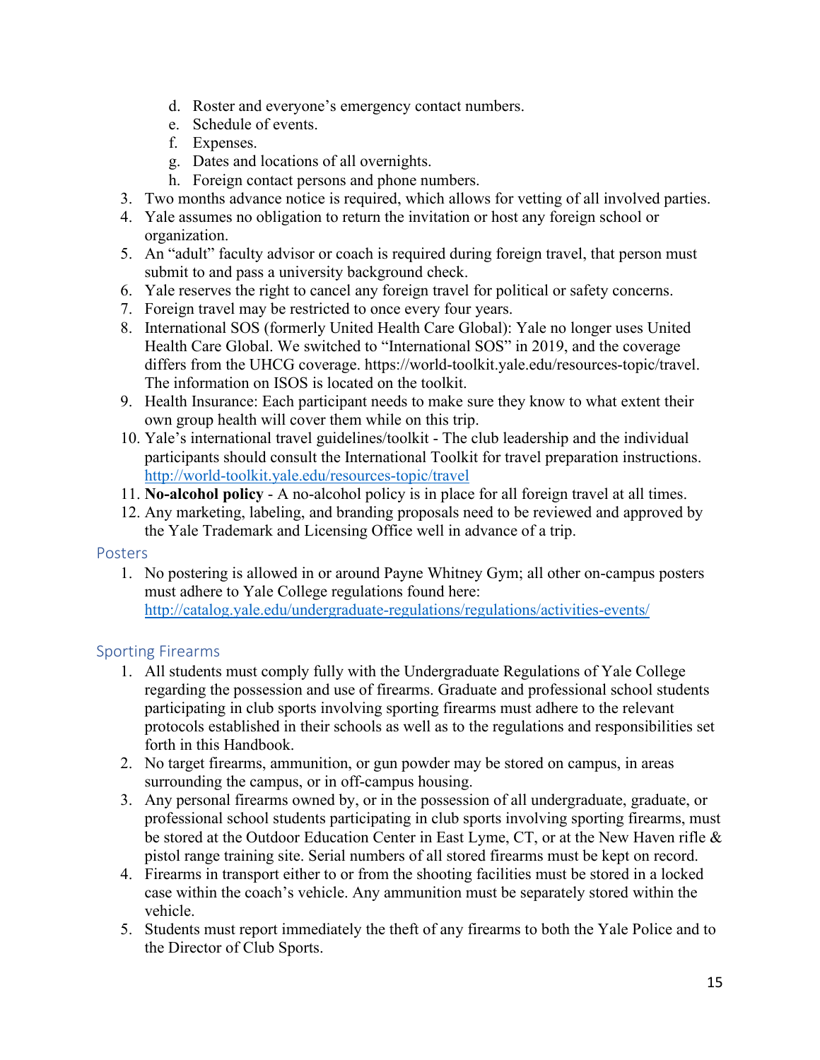d. Roster and everyone's emergency contact numbers.
   e. Schedule of events.
   f. Expenses.
   g. Dates and locations of all overnights.
   h. Foreign contact persons and phone numbers.
3. Two months advance notice is required, which allows for vetting of all involved parties.
4. Yale assumes no obligation to return the invitation or host any foreign school or organization.
5. An "adult" faculty advisor or coach is required during foreign travel, that person must submit to and pass a university background check.
6. Yale reserves the right to cancel any foreign travel for political or safety concerns.
7. Foreign travel may be restricted to once every four years.
8. International SOS (formerly United Health Care Global): Yale no longer uses United Health Care Global. We switched to "International SOS" in 2019, and the coverage differs from the UHCG coverage. https://world-toolkit.yale.edu/resources-topic/travel. The information on ISOS is located on the toolkit.
9. Health Insurance: Each participant needs to make sure they know to what extent their own group health will cover them while on this trip.
10. Yale's international travel guidelines/toolkit - The club leadership and the individual participants should consult the International Toolkit for travel preparation instructions. http://world-toolkit.yale.edu/resources-topic/travel
11. **No-alcohol policy** - A no-alcohol policy is in place for all foreign travel at all times.
12. Any marketing, labeling, and branding proposals need to be reviewed and approved by the Yale Trademark and Licensing Office well in advance of a trip.

## Posters

1. No postering is allowed in or around Payne Whitney Gym; all other on-campus posters must adhere to Yale College regulations found here: http://catalog.yale.edu/undergraduate-regulations/regulations/activities-events/

## Sporting Firearms

1. All students must comply fully with the Undergraduate Regulations of Yale College regarding the possession and use of firearms. Graduate and professional school students participating in club sports involving sporting firearms must adhere to the relevant protocols established in their schools as well as to the regulations and responsibilities set forth in this Handbook.
2. No target firearms, ammunition, or gun powder may be stored on campus, in areas surrounding the campus, or in off-campus housing.
3. Any personal firearms owned by, or in the possession of all undergraduate, graduate, or professional school students participating in club sports involving sporting firearms, must be stored at the Outdoor Education Center in East Lyme, CT, or at the New Haven rifle & pistol range training site. Serial numbers of all stored firearms must be kept on record.
4. Firearms in transport either to or from the shooting facilities must be stored in a locked case within the coach's vehicle. Any ammunition must be separately stored within the vehicle.
5. Students must report immediately the theft of any firearms to both the Yale Police and to the Director of Club Sports.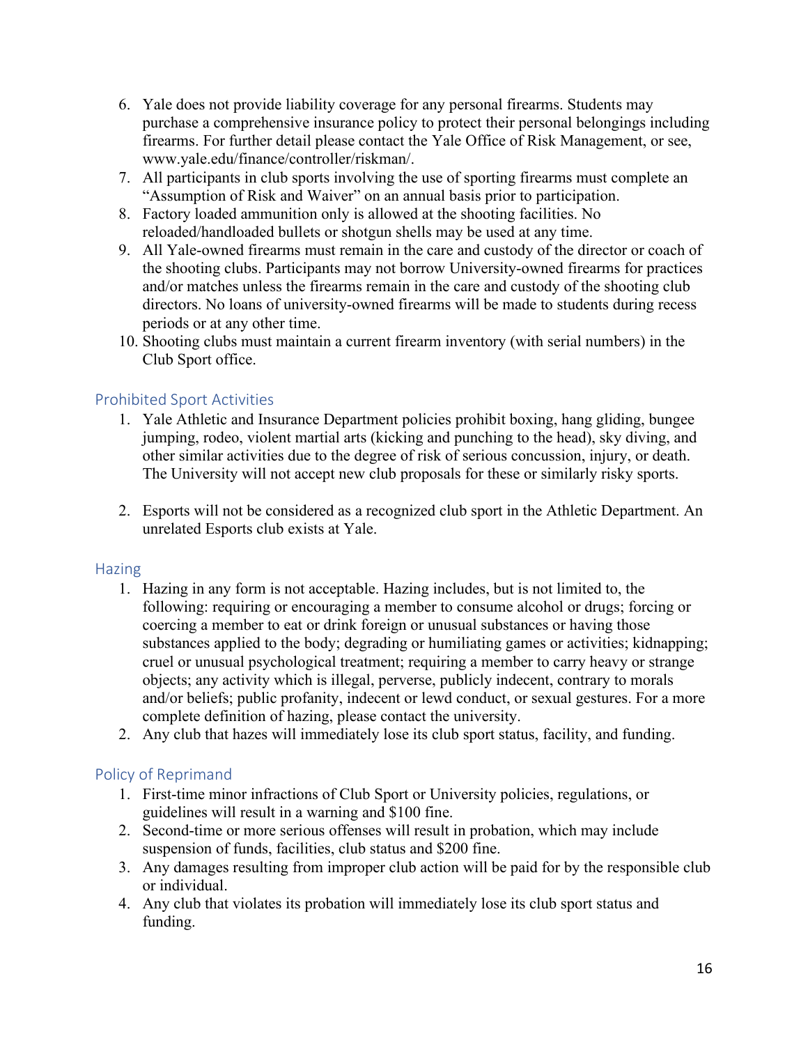6. Yale does not provide liability coverage for any personal firearms. Students may purchase a comprehensive insurance policy to protect their personal belongings including firearms. For further detail please contact the Yale Office of Risk Management, or see, www.yale.edu/finance/controller/riskman/.
7. All participants in club sports involving the use of sporting firearms must complete an "Assumption of Risk and Waiver" on an annual basis prior to participation.
8. Factory loaded ammunition only is allowed at the shooting facilities. No reloaded/handloaded bullets or shotgun shells may be used at any time.
9. All Yale-owned firearms must remain in the care and custody of the director or coach of the shooting clubs. Participants may not borrow University-owned firearms for practices and/or matches unless the firearms remain in the care and custody of the shooting club directors. No loans of university-owned firearms will be made to students during recess periods or at any other time.
10. Shooting clubs must maintain a current firearm inventory (with serial numbers) in the Club Sport office.

## Prohibited Sport Activities

1. Yale Athletic and Insurance Department policies prohibit boxing, hang gliding, bungee jumping, rodeo, violent martial arts (kicking and punching to the head), sky diving, and other similar activities due to the degree of risk of serious concussion, injury, or death. The University will not accept new club proposals for these or similarly risky sports.

2. Esports will not be considered as a recognized club sport in the Athletic Department. An unrelated Esports club exists at Yale.

## Hazing

1. Hazing in any form is not acceptable. Hazing includes, but is not limited to, the following: requiring or encouraging a member to consume alcohol or drugs; forcing or coercing a member to eat or drink foreign or unusual substances or having those substances applied to the body; degrading or humiliating games or activities; kidnapping; cruel or unusual psychological treatment; requiring a member to carry heavy or strange objects; any activity which is illegal, perverse, publicly indecent, contrary to morals and/or beliefs; public profanity, indecent or lewd conduct, or sexual gestures. For a more complete definition of hazing, please contact the university.
2. Any club that hazes will immediately lose its club sport status, facility, and funding.

## Policy of Reprimand

1. First-time minor infractions of Club Sport or University policies, regulations, or guidelines will result in a warning and $100 fine.
2. Second-time or more serious offenses will result in probation, which may include suspension of funds, facilities, club status and $200 fine.
3. Any damages resulting from improper club action will be paid for by the responsible club or individual.
4. Any club that violates its probation will immediately lose its club sport status and funding.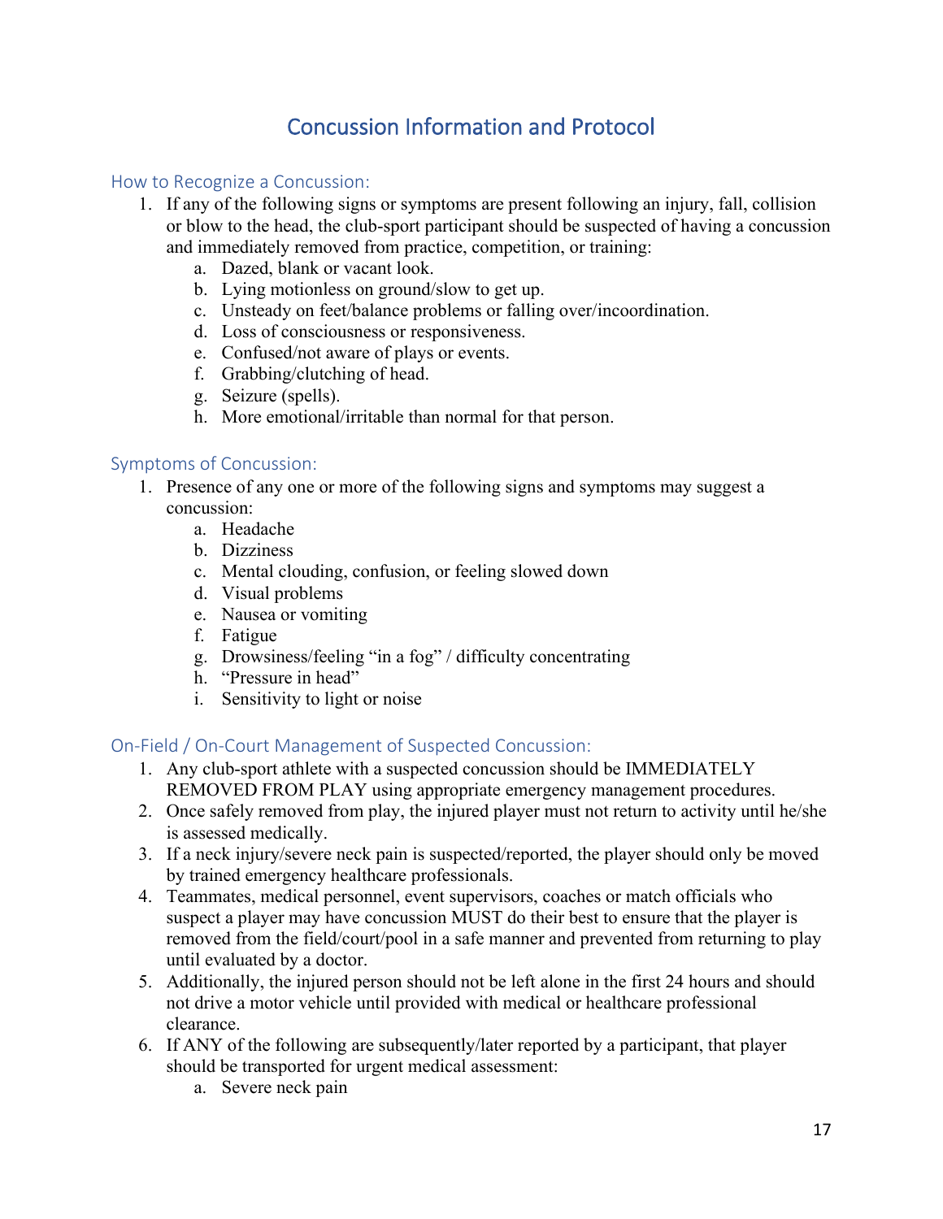# Concussion Information and Protocol

## How to Recognize a Concussion:

1. If any of the following signs or symptoms are present following an injury, fall, collision or blow to the head, the club-sport participant should be suspected of having a concussion and immediately removed from practice, competition, or training:
    a. Dazed, blank or vacant look.
    b. Lying motionless on ground/slow to get up.
    c. Unsteady on feet/balance problems or falling over/incoordination.
    d. Loss of consciousness or responsiveness.
    e. Confused/not aware of plays or events.
    f. Grabbing/clutching of head.
    g. Seizure (spells).
    h. More emotional/irritable than normal for that person.

## Symptoms of Concussion:

1. Presence of any one or more of the following signs and symptoms may suggest a concussion:
    a. Headache
    b. Dizziness
    c. Mental clouding, confusion, or feeling slowed down
    d. Visual problems
    e. Nausea or vomiting
    f. Fatigue
    g. Drowsiness/feeling "in a fog" / difficulty concentrating
    h. "Pressure in head"
    i. Sensitivity to light or noise

## On-Field / On-Court Management of Suspected Concussion:

1. Any club-sport athlete with a suspected concussion should be IMMEDIATELY REMOVED FROM PLAY using appropriate emergency management procedures.
2. Once safely removed from play, the injured player must not return to activity until he/she is assessed medically.
3. If a neck injury/severe neck pain is suspected/reported, the player should only be moved by trained emergency healthcare professionals.
4. Teammates, medical personnel, event supervisors, coaches or match officials who suspect a player may have concussion MUST do their best to ensure that the player is removed from the field/court/pool in a safe manner and prevented from returning to play until evaluated by a doctor.
5. Additionally, the injured person should not be left alone in the first 24 hours and should not drive a motor vehicle until provided with medical or healthcare professional clearance.
6. If ANY of the following are subsequently/later reported by a participant, that player should be transported for urgent medical assessment:
    a. Severe neck pain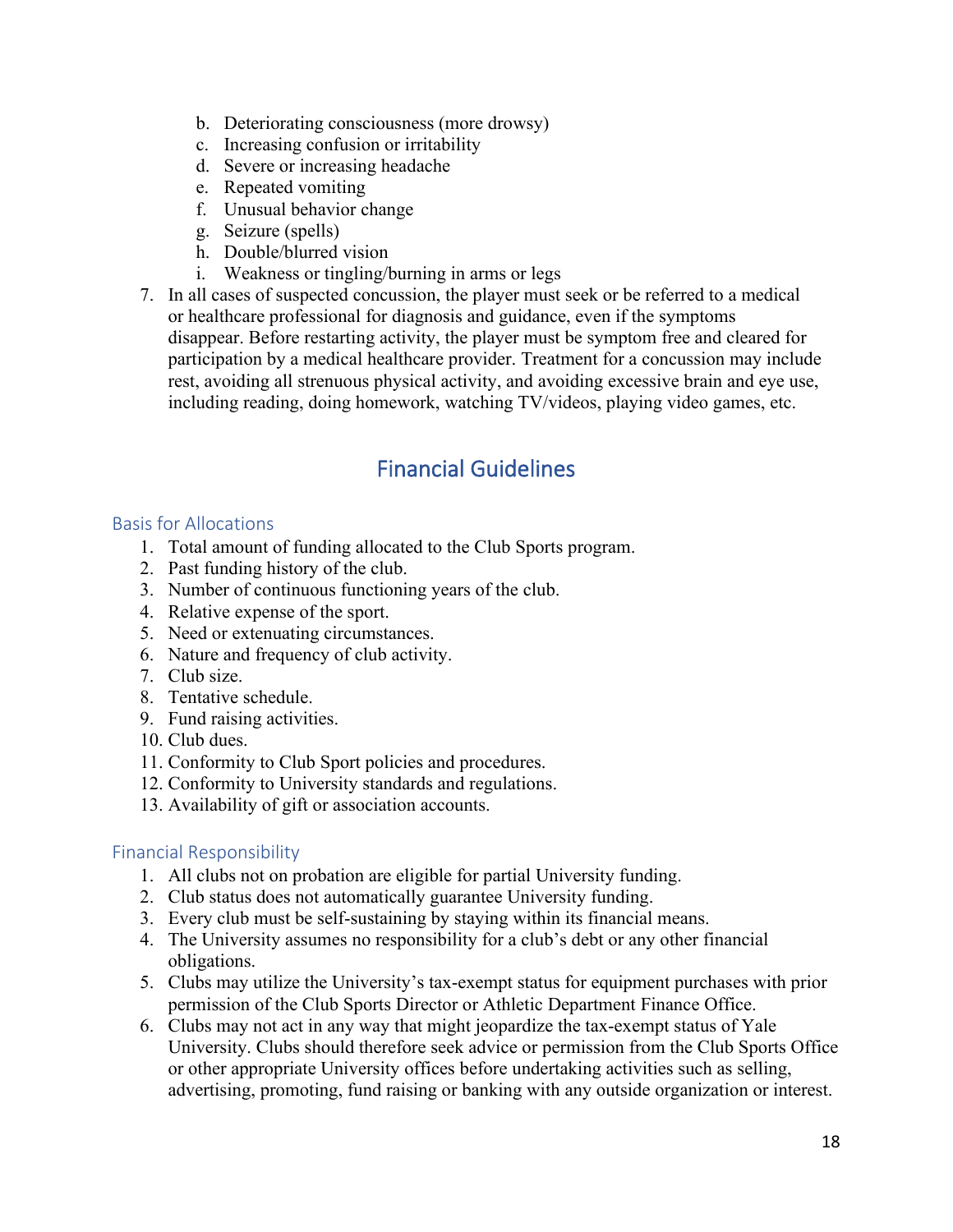b. Deteriorating consciousness (more drowsy)
   c. Increasing confusion or irritability
   d. Severe or increasing headache
   e. Repeated vomiting
   f. Unusual behavior change
   g. Seizure (spells)
   h. Double/blurred vision
   i. Weakness or tingling/burning in arms or legs

7. In all cases of suspected concussion, the player must seek or be referred to a medical or healthcare professional for diagnosis and guidance, even if the symptoms disappear. Before restarting activity, the player must be symptom free and cleared for participation by a medical healthcare provider. Treatment for a concussion may include rest, avoiding all strenuous physical activity, and avoiding excessive brain and eye use, including reading, doing homework, watching TV/videos, playing video games, etc.

# Financial Guidelines

## Basis for Allocations

1. Total amount of funding allocated to the Club Sports program.
2. Past funding history of the club.
3. Number of continuous functioning years of the club.
4. Relative expense of the sport.
5. Need or extenuating circumstances.
6. Nature and frequency of club activity.
7. Club size.
8. Tentative schedule.
9. Fund raising activities.
10. Club dues.
11. Conformity to Club Sport policies and procedures.
12. Conformity to University standards and regulations.
13. Availability of gift or association accounts.

## Financial Responsibility

1. All clubs not on probation are eligible for partial University funding.
2. Club status does not automatically guarantee University funding.
3. Every club must be self-sustaining by staying within its financial means.
4. The University assumes no responsibility for a club's debt or any other financial obligations.
5. Clubs may utilize the University's tax-exempt status for equipment purchases with prior permission of the Club Sports Director or Athletic Department Finance Office.
6. Clubs may not act in any way that might jeopardize the tax-exempt status of Yale University. Clubs should therefore seek advice or permission from the Club Sports Office or other appropriate University offices before undertaking activities such as selling, advertising, promoting, fund raising or banking with any outside organization or interest.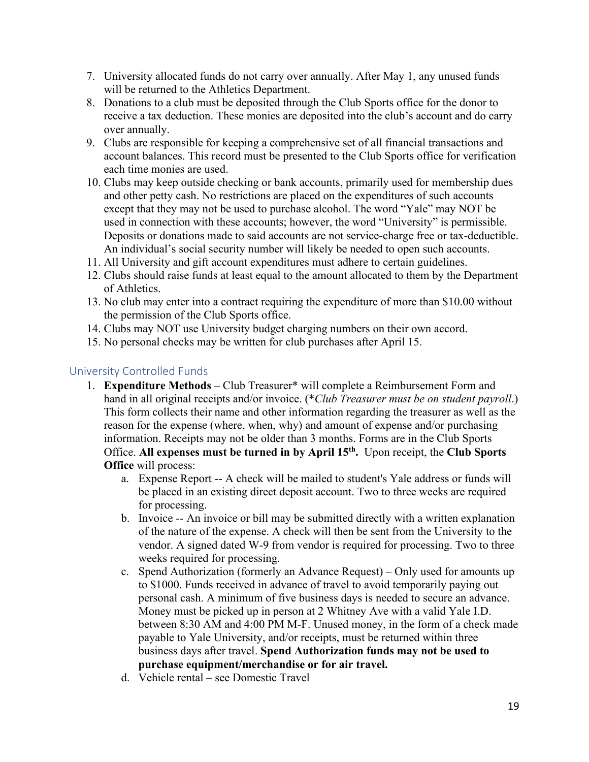7. University allocated funds do not carry over annually. After May 1, any unused funds will be returned to the Athletics Department.
8. Donations to a club must be deposited through the Club Sports office for the donor to receive a tax deduction. These monies are deposited into the club's account and do carry over annually.
9. Clubs are responsible for keeping a comprehensive set of all financial transactions and account balances. This record must be presented to the Club Sports office for verification each time monies are used.
10. Clubs may keep outside checking or bank accounts, primarily used for membership dues and other petty cash. No restrictions are placed on the expenditures of such accounts except that they may not be used to purchase alcohol. The word "Yale" may NOT be used in connection with these accounts; however, the word "University" is permissible. Deposits or donations made to said accounts are not service-charge free or tax-deductible. An individual's social security number will likely be needed to open such accounts.
11. All University and gift account expenditures must adhere to certain guidelines.
12. Clubs should raise funds at least equal to the amount allocated to them by the Department of Athletics.
13. No club may enter into a contract requiring the expenditure of more than $10.00 without the permission of the Club Sports office.
14. Clubs may NOT use University budget charging numbers on their own accord.
15. No personal checks may be written for club purchases after April 15.

## University Controlled Funds

1. **Expenditure Methods** – Club Treasurer* will complete a Reimbursement Form and hand in all original receipts and/or invoice. (**Club Treasurer must be on student payroll*.) This form collects their name and other information regarding the treasurer as well as the reason for the expense (where, when, why) and amount of expense and/or purchasing information. Receipts may not be older than 3 months. Forms are in the Club Sports Office. **All expenses must be turned in by April 15th.** Upon receipt, the **Club Sports Office** will process:
   a. Expense Report -- A check will be mailed to student's Yale address or funds will be placed in an existing direct deposit account. Two to three weeks are required for processing.
   b. Invoice -- An invoice or bill may be submitted directly with a written explanation of the nature of the expense. A check will then be sent from the University to the vendor. A signed dated W-9 from vendor is required for processing. Two to three weeks required for processing.
   c. Spend Authorization (formerly an Advance Request) – Only used for amounts up to $1000. Funds received in advance of travel to avoid temporarily paying out personal cash. A minimum of five business days is needed to secure an advance. Money must be picked up in person at 2 Whitney Ave with a valid Yale I.D. between 8:30 AM and 4:00 PM M-F. Unused money, in the form of a check made payable to Yale University, and/or receipts, must be returned within three business days after travel. **Spend Authorization funds may not be used to purchase equipment/merchandise or for air travel.**
   d. Vehicle rental – see Domestic Travel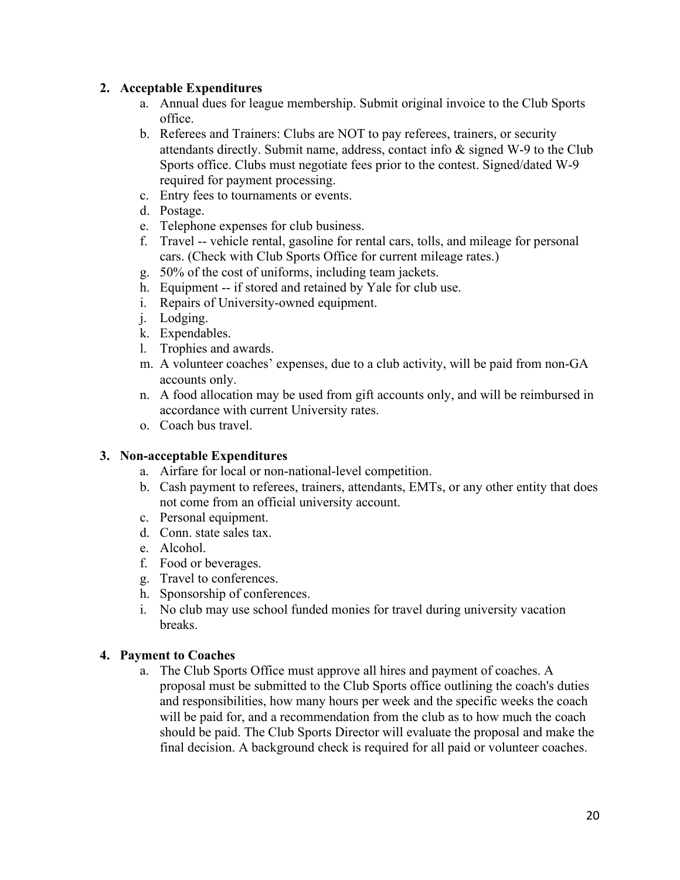**2. Acceptable Expenditures**

a. Annual dues for league membership. Submit original invoice to the Club Sports office.
b. Referees and Trainers: Clubs are NOT to pay referees, trainers, or security attendants directly. Submit name, address, contact info & signed W-9 to the Club Sports office. Clubs must negotiate fees prior to the contest. Signed/dated W-9 required for payment processing.
c. Entry fees to tournaments or events.
d. Postage.
e. Telephone expenses for club business.
f. Travel -- vehicle rental, gasoline for rental cars, tolls, and mileage for personal cars. (Check with Club Sports Office for current mileage rates.)
g. 50% of the cost of uniforms, including team jackets.
h. Equipment -- if stored and retained by Yale for club use.
i. Repairs of University-owned equipment.
j. Lodging.
k. Expendables.
l. Trophies and awards.
m. A volunteer coaches' expenses, due to a club activity, will be paid from non-GA accounts only.
n. A food allocation may be used from gift accounts only, and will be reimbursed in accordance with current University rates.
o. Coach bus travel.

**3. Non-acceptable Expenditures**

a. Airfare for local or non-national-level competition.
b. Cash payment to referees, trainers, attendants, EMTs, or any other entity that does not come from an official university account.
c. Personal equipment.
d. Conn. state sales tax.
e. Alcohol.
f. Food or beverages.
g. Travel to conferences.
h. Sponsorship of conferences.
i. No club may use school funded monies for travel during university vacation breaks.

**4. Payment to Coaches**

a. The Club Sports Office must approve all hires and payment of coaches. A proposal must be submitted to the Club Sports office outlining the coach's duties and responsibilities, how many hours per week and the specific weeks the coach will be paid for, and a recommendation from the club as to how much the coach should be paid. The Club Sports Director will evaluate the proposal and make the final decision. A background check is required for all paid or volunteer coaches.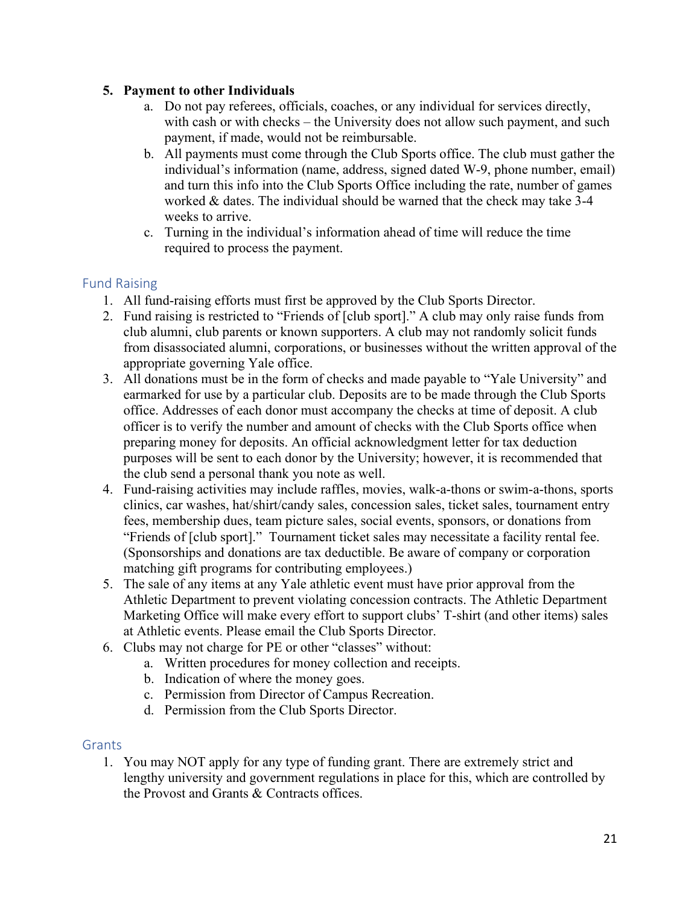5. **Payment to other Individuals**
    a. Do not pay referees, officials, coaches, or any individual for services directly, with cash or with checks – the University does not allow such payment, and such payment, if made, would not be reimbursable.
    b. All payments must come through the Club Sports office. The club must gather the individual's information (name, address, signed dated W-9, phone number, email) and turn this info into the Club Sports Office including the rate, number of games worked & dates. The individual should be warned that the check may take 3-4 weeks to arrive.
    c. Turning in the individual's information ahead of time will reduce the time required to process the payment.

## Fund Raising

1. All fund-raising efforts must first be approved by the Club Sports Director.
2. Fund raising is restricted to "Friends of [club sport]." A club may only raise funds from club alumni, club parents or known supporters. A club may not randomly solicit funds from disassociated alumni, corporations, or businesses without the written approval of the appropriate governing Yale office.
3. All donations must be in the form of checks and made payable to "Yale University" and earmarked for use by a particular club. Deposits are to be made through the Club Sports office. Addresses of each donor must accompany the checks at time of deposit. A club officer is to verify the number and amount of checks with the Club Sports office when preparing money for deposits. An official acknowledgment letter for tax deduction purposes will be sent to each donor by the University; however, it is recommended that the club send a personal thank you note as well.
4. Fund-raising activities may include raffles, movies, walk-a-thons or swim-a-thons, sports clinics, car washes, hat/shirt/candy sales, concession sales, ticket sales, tournament entry fees, membership dues, team picture sales, social events, sponsors, or donations from "Friends of [club sport]." Tournament ticket sales may necessitate a facility rental fee. (Sponsorships and donations are tax deductible. Be aware of company or corporation matching gift programs for contributing employees.)
5. The sale of any items at any Yale athletic event must have prior approval from the Athletic Department to prevent violating concession contracts. The Athletic Department Marketing Office will make every effort to support clubs' T-shirt (and other items) sales at Athletic events. Please email the Club Sports Director.
6. Clubs may not charge for PE or other "classes" without:
    a. Written procedures for money collection and receipts.
    b. Indication of where the money goes.
    c. Permission from Director of Campus Recreation.
    d. Permission from the Club Sports Director.

## Grants

1. You may NOT apply for any type of funding grant. There are extremely strict and lengthy university and government regulations in place for this, which are controlled by the Provost and Grants & Contracts offices.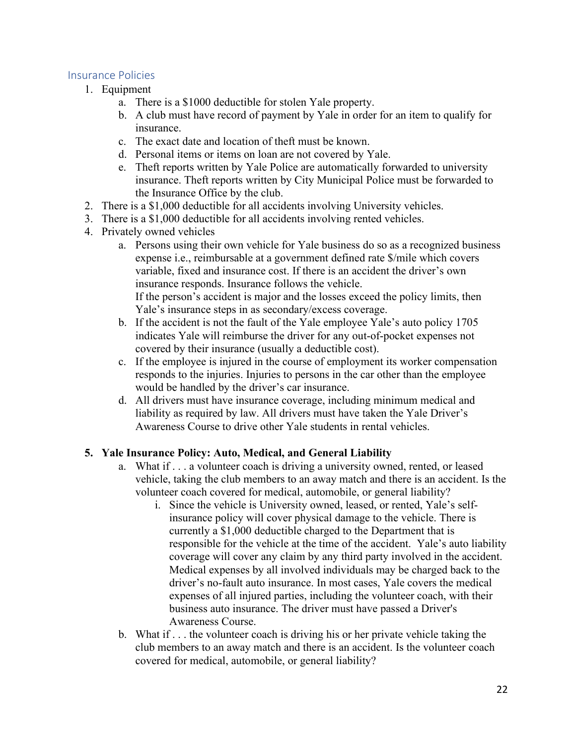## Insurance Policies

1. Equipment
   a. There is a $1000 deductible for stolen Yale property.
   b. A club must have record of payment by Yale in order for an item to qualify for insurance.
   c. The exact date and location of theft must be known.
   d. Personal items or items on loan are not covered by Yale.
   e. Theft reports written by Yale Police are automatically forwarded to university insurance. Theft reports written by City Municipal Police must be forwarded to the Insurance Office by the club.
2. There is a $1,000 deductible for all accidents involving University vehicles.
3. There is a $1,000 deductible for all accidents involving rented vehicles.
4. Privately owned vehicles
   a. Persons using their own vehicle for Yale business do so as a recognized business expense i.e., reimbursable at a government defined rate $/mile which covers variable, fixed and insurance cost. If there is an accident the driver's own insurance responds. Insurance follows the vehicle.
      If the person's accident is major and the losses exceed the policy limits, then Yale's insurance steps in as secondary/excess coverage.
   b. If the accident is not the fault of the Yale employee Yale's auto policy 1705 indicates Yale will reimburse the driver for any out-of-pocket expenses not covered by their insurance (usually a deductible cost).
   c. If the employee is injured in the course of employment its worker compensation responds to the injuries. Injuries to persons in the car other than the employee would be handled by the driver's car insurance.
   d. All drivers must have insurance coverage, including minimum medical and liability as required by law. All drivers must have taken the Yale Driver's Awareness Course to drive other Yale students in rental vehicles.

5. **Yale Insurance Policy: Auto, Medical, and General Liability**
   a. What if . . . a volunteer coach is driving a university owned, rented, or leased vehicle, taking the club members to an away match and there is an accident. Is the volunteer coach covered for medical, automobile, or general liability?
      i. Since the vehicle is University owned, leased, or rented, Yale's self-insurance policy will cover physical damage to the vehicle. There is currently a $1,000 deductible charged to the Department that is responsible for the vehicle at the time of the accident. Yale's auto liability coverage will cover any claim by any third party involved in the accident. Medical expenses by all involved individuals may be charged back to the driver's no-fault auto insurance. In most cases, Yale covers the medical expenses of all injured parties, including the volunteer coach, with their business auto insurance. The driver must have passed a Driver's Awareness Course.
   b. What if . . . the volunteer coach is driving his or her private vehicle taking the club members to an away match and there is an accident. Is the volunteer coach covered for medical, automobile, or general liability?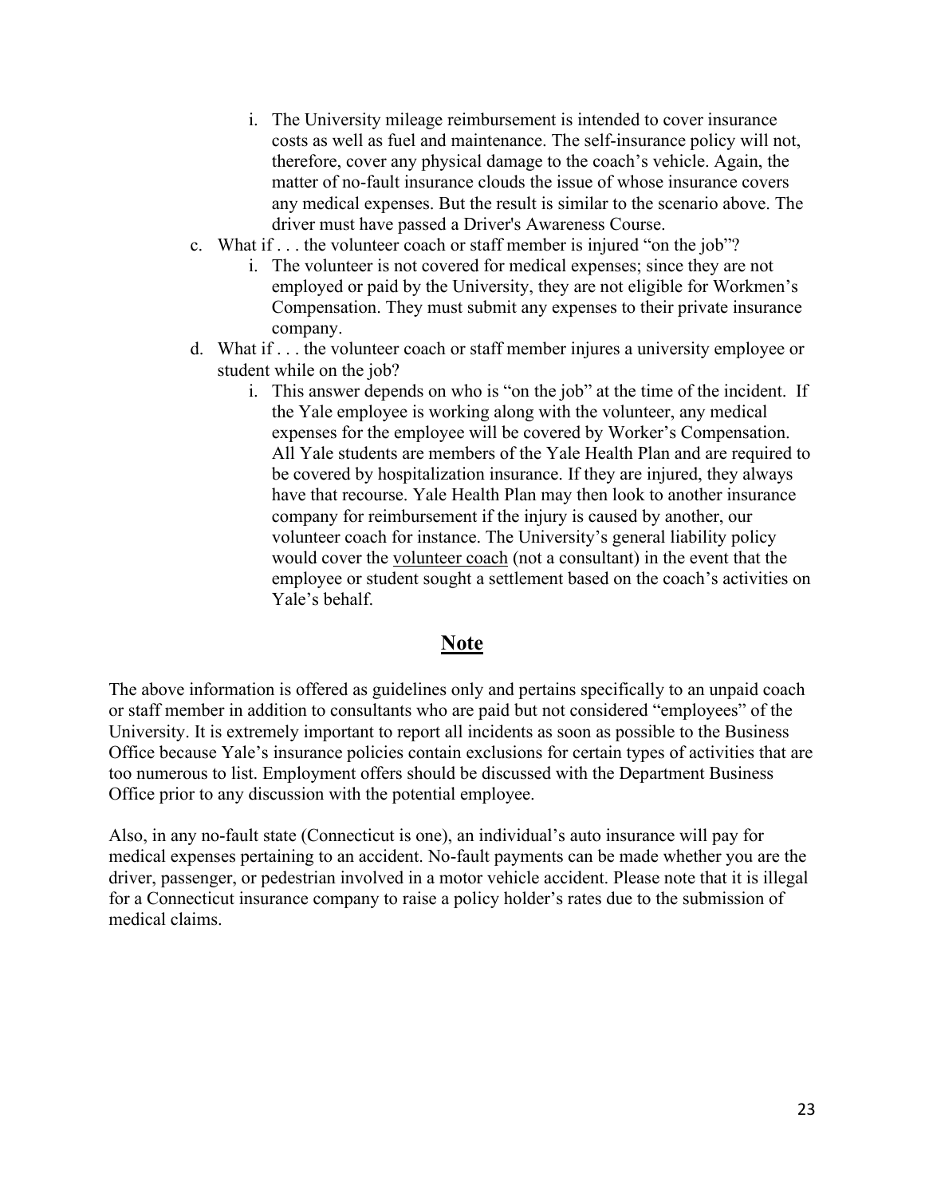i. The University mileage reimbursement is intended to cover insurance costs as well as fuel and maintenance. The self-insurance policy will not, therefore, cover any physical damage to the coach's vehicle. Again, the matter of no-fault insurance clouds the issue of whose insurance covers any medical expenses. But the result is similar to the scenario above. The driver must have passed a Driver's Awareness Course.

c. What if . . . the volunteer coach or staff member is injured "on the job"?
    i. The volunteer is not covered for medical expenses; since they are not employed or paid by the University, they are not eligible for Workmen's Compensation. They must submit any expenses to their private insurance company.

d. What if . . . the volunteer coach or staff member injures a university employee or student while on the job?
    i. This answer depends on who is "on the job" at the time of the incident. If the Yale employee is working along with the volunteer, any medical expenses for the employee will be covered by Worker's Compensation. All Yale students are members of the Yale Health Plan and are required to be covered by hospitalization insurance. If they are injured, they always have that recourse. Yale Health Plan may then look to another insurance company for reimbursement if the injury is caused by another, our volunteer coach for instance. The University's general liability policy would cover the <u>volunteer coach</u> (not a consultant) in the event that the employee or student sought a settlement based on the coach's activities on Yale's behalf.

## Note

The above information is offered as guidelines only and pertains specifically to an unpaid coach or staff member in addition to consultants who are paid but not considered "employees" of the University. It is extremely important to report all incidents as soon as possible to the Business Office because Yale's insurance policies contain exclusions for certain types of activities that are too numerous to list. Employment offers should be discussed with the Department Business Office prior to any discussion with the potential employee.

Also, in any no-fault state (Connecticut is one), an individual's auto insurance will pay for medical expenses pertaining to an accident. No-fault payments can be made whether you are the driver, passenger, or pedestrian involved in a motor vehicle accident. Please note that it is illegal for a Connecticut insurance company to raise a policy holder's rates due to the submission of medical claims.